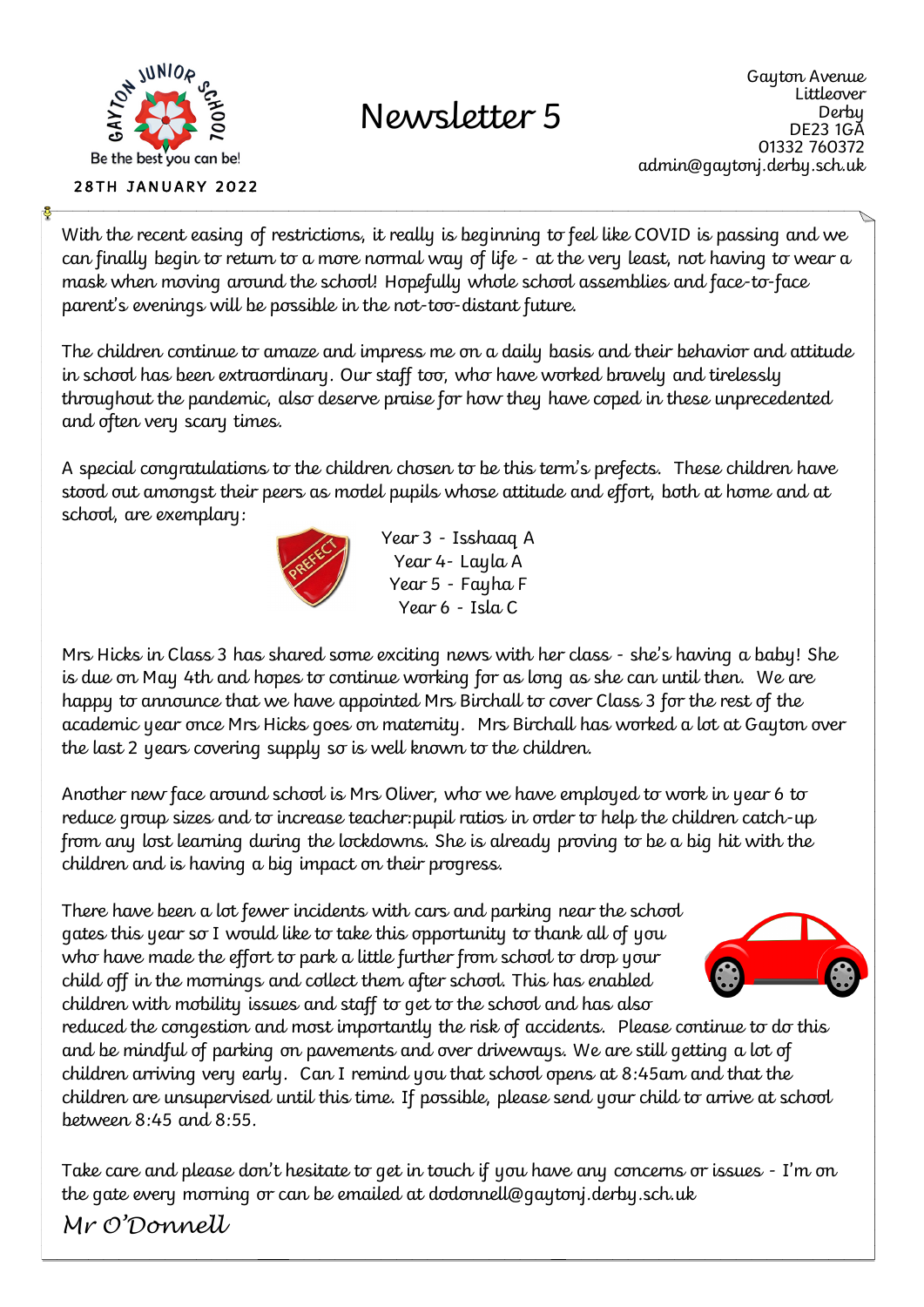GAYTON JUNIOR SCHOOL

Be the best you can be!

28TH JANUARY 2022

# Newsletter 5

Gayton Avenue
Littleover
Derby
DE23 1GA
01332 760372
admin@gaytonj.derby.sch.uk

With the recent easing of restrictions, it really is beginning to feel like COVID is passing and we can finally begin to return to a more normal way of life - at the very least, not having to wear a mask when moving around the school! Hopefully whole school assemblies and face-to-face parent's evenings will be possible in the not-too-distant future.

The children continue to amaze and impress me on a daily basis and their behavior and attitude in school has been extraordinary. Our staff too, who have worked bravely and tirelessly throughout the pandemic, also deserve praise for how they have coped in these unprecedented and often very scary times.

A special congratulations to the children chosen to be this term's prefects. These children have stood out amongst their peers as model pupils whose attitude and effort, both at home and at school, are exemplary:

Year 3 - Isshaaq A
Year 4- Layla A
Year 5 - Fayha F
Year 6 - Isla C

Mrs Hicks in Class 3 has shared some exciting news with her class - she's having a baby! She is due on May 4th and hopes to continue working for as long as she can until then. We are happy to announce that we have appointed Mrs Birchall to cover Class 3 for the rest of the academic year once Mrs Hicks goes on maternity. Mrs Birchall has worked a lot at Gayton over the last 2 years covering supply so is well known to the children.

Another new face around school is Mrs Oliver, who we have employed to work in year 6 to reduce group sizes and to increase teacher:pupil ratios in order to help the children catch-up from any lost learning during the lockdowns. She is already proving to be a big hit with the children and is having a big impact on their progress.

There have been a lot fewer incidents with cars and parking near the school gates this year so I would like to take this opportunity to thank all of you who have made the effort to park a little further from school to drop your child off in the mornings and collect them after school. This has enabled children with mobility issues and staff to get to the school and has also reduced the congestion and most importantly the risk of accidents. Please continue to do this and be mindful of parking on pavements and over driveways. We are still getting a lot of children arriving very early. Can I remind you that school opens at 8:45am and that the children are unsupervised until this time. If possible, please send your child to arrive at school between 8:45 and 8:55.

Take care and please don't hesitate to get in touch if you have any concerns or issues - I'm on the gate every morning or can be emailed at dodonnell@gaytonj.derby.sch.uk

*Mr O'Donnell*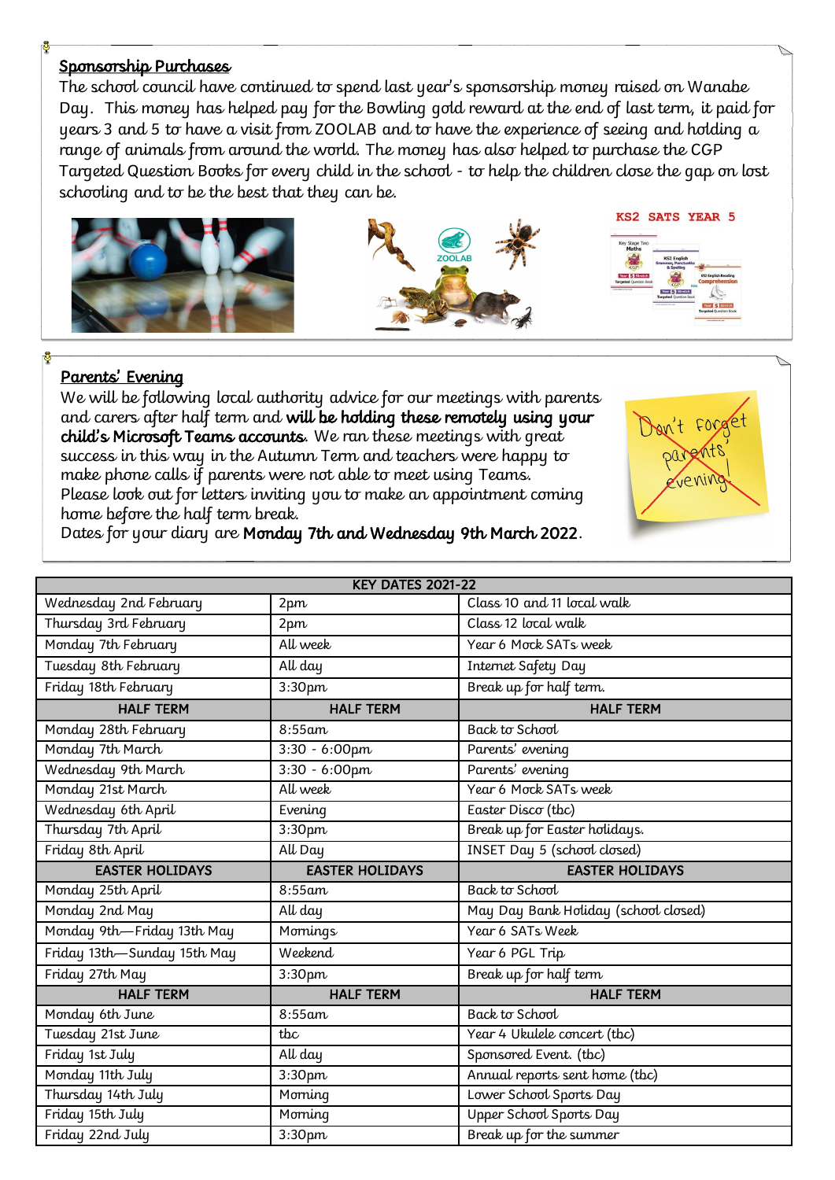## Sponsorship Purchases

The school council have continued to spend last year's sponsorship money raised on Wanabe Day. This money has helped pay for the Bowling gold reward at the end of last term, it paid for years 3 and 5 to have a visit from ZOOLAB and to have the experience of seeing and holding a range of animals from around the world. The money has also helped to purchase the CGP Targeted Question Books for every child in the school - to help the children close the gap on lost schooling and to be the best that they can be.

## Parents' Evening

We will be following local authority advice for our meetings with parents and carers after half term and **will be holding these remotely using your child's Microsoft Teams accounts**. We ran these meetings with great success in this way in the Autumn Term and teachers were happy to make phone calls if parents were not able to meet using Teams. Please look out for letters inviting you to make an appointment coming home before the half term break.

Dates for your diary are **Monday 7th and Wednesday 9th March 2022**.

| KEY DATES 2021-22 | | |
|---|---|---|
| Wednesday 2nd February | 2pm | Class 10 and 11 local walk |
| Thursday 3rd February | 2pm | Class 12 local walk |
| Monday 7th February | All week | Year 6 Mock SATs week |
| Tuesday 8th February | All day | Internet Safety Day |
| Friday 18th February | 3:30pm | Break up for half term. |
| **HALF TERM** | **HALF TERM** | **HALF TERM** |
| Monday 28th February | 8:55am | Back to School |
| Monday 7th March | 3:30 - 6:00pm | Parents' evening |
| Wednesday 9th March | 3:30 - 6:00pm | Parents' evening |
| Monday 21st March | All week | Year 6 Mock SATs week |
| Wednesday 6th April | Evening | Easter Disco (tbc) |
| Thursday 7th April | 3:30pm | Break up for Easter holidays. |
| Friday 8th April | All Day | INSET Day 5 (school closed) |
| **EASTER HOLIDAYS** | **EASTER HOLIDAYS** | **EASTER HOLIDAYS** |
| Monday 25th April | 8:55am | Back to School |
| Monday 2nd May | All day | May Day Bank Holiday (school closed) |
| Monday 9th—Friday 13th May | Mornings | Year 6 SATs Week |
| Friday 13th—Sunday 15th May | Weekend | Year 6 PGL Trip |
| Friday 27th May | 3:30pm | Break up for half term |
| **HALF TERM** | **HALF TERM** | **HALF TERM** |
| Monday 6th June | 8:55am | Back to School |
| Tuesday 21st June | tbc | Year 4 Ukulele concert (tbc) |
| Friday 1st July | All day | Sponsored Event. (tbc) |
| Monday 11th July | 3:30pm | Annual reports sent home (tbc) |
| Thursday 14th July | Morning | Lower School Sports Day |
| Friday 15th July | Morning | Upper School Sports Day |
| Friday 22nd July | 3:30pm | Break up for the summer |